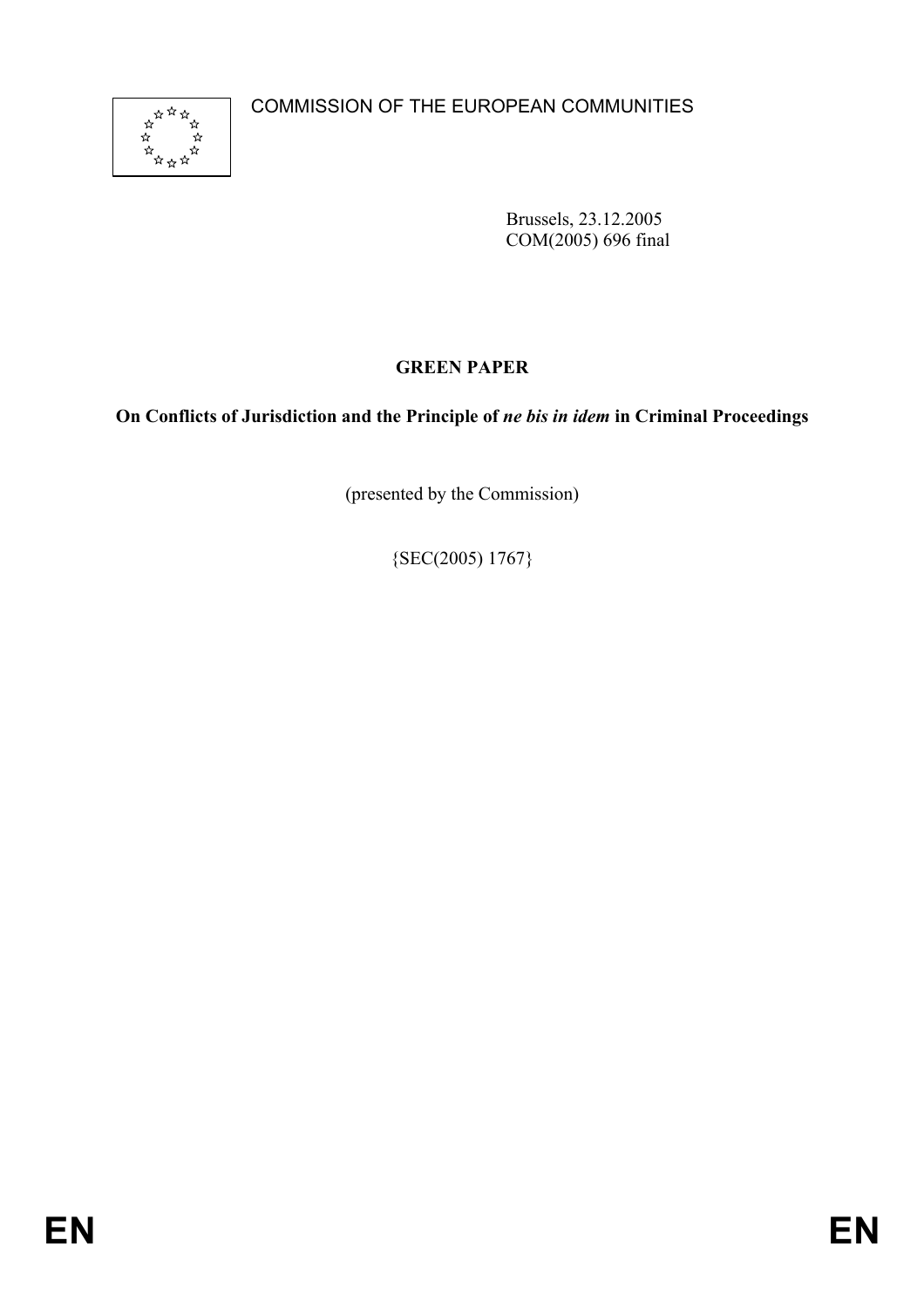COMMISSION OF THE EUROPEAN COMMUNITIES

Brussels, 23.12.2005
COM(2005) 696 final

# GREEN PAPER

## On Conflicts of Jurisdiction and the Principle of *ne bis in idem* in Criminal Proceedings

(presented by the Commission)

{SEC(2005) 1767}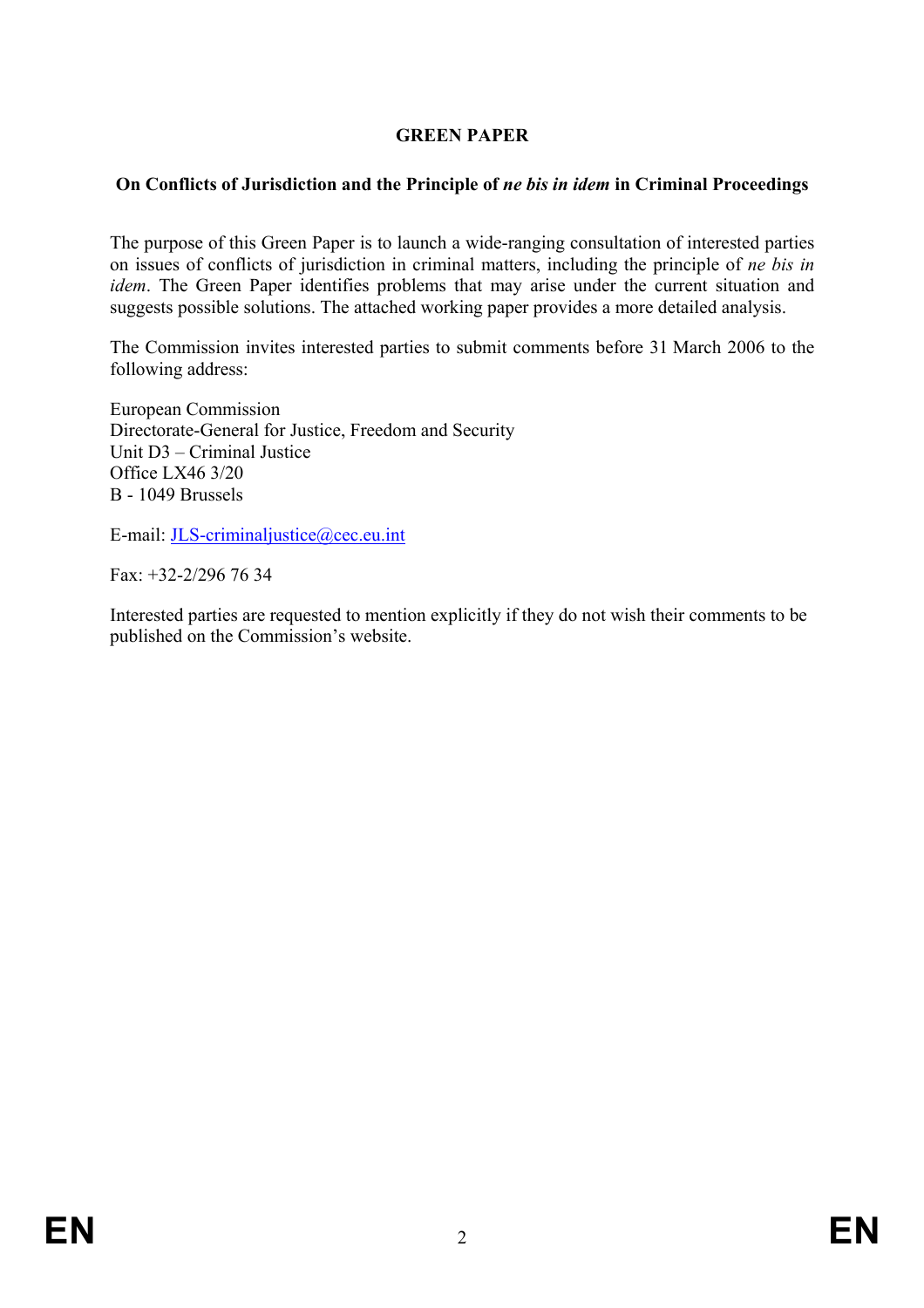# GREEN PAPER

## On Conflicts of Jurisdiction and the Principle of *ne bis in idem* in Criminal Proceedings

The purpose of this Green Paper is to launch a wide-ranging consultation of interested parties on issues of conflicts of jurisdiction in criminal matters, including the principle of *ne bis in idem*. The Green Paper identifies problems that may arise under the current situation and suggests possible solutions. The attached working paper provides a more detailed analysis.

The Commission invites interested parties to submit comments before 31 March 2006 to the following address:

European Commission
Directorate-General for Justice, Freedom and Security
Unit D3 – Criminal Justice
Office LX46 3/20
B - 1049 Brussels

E-mail: JLS-criminaljustice@cec.eu.int

Fax: +32-2/296 76 34

Interested parties are requested to mention explicitly if they do not wish their comments to be published on the Commission's website.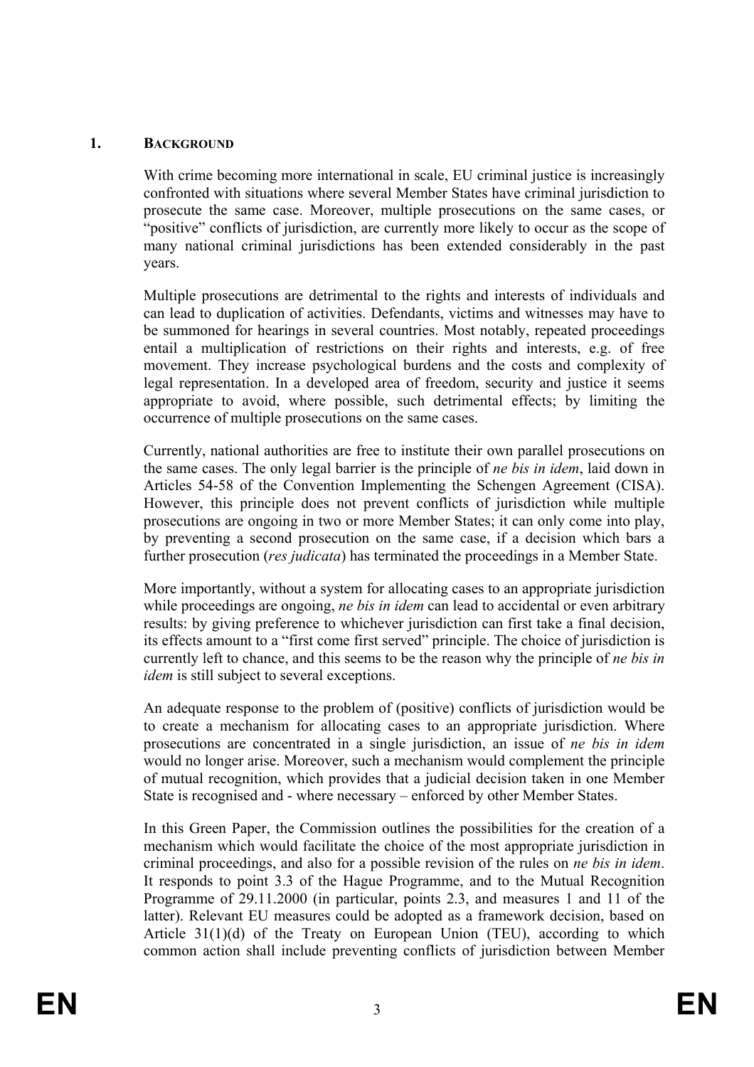## 1. BACKGROUND

With crime becoming more international in scale, EU criminal justice is increasingly confronted with situations where several Member States have criminal jurisdiction to prosecute the same case. Moreover, multiple prosecutions on the same cases, or "positive" conflicts of jurisdiction, are currently more likely to occur as the scope of many national criminal jurisdictions has been extended considerably in the past years.

Multiple prosecutions are detrimental to the rights and interests of individuals and can lead to duplication of activities. Defendants, victims and witnesses may have to be summoned for hearings in several countries. Most notably, repeated proceedings entail a multiplication of restrictions on their rights and interests, e.g. of free movement. They increase psychological burdens and the costs and complexity of legal representation. In a developed area of freedom, security and justice it seems appropriate to avoid, where possible, such detrimental effects; by limiting the occurrence of multiple prosecutions on the same cases.

Currently, national authorities are free to institute their own parallel prosecutions on the same cases. The only legal barrier is the principle of *ne bis in idem*, laid down in Articles 54-58 of the Convention Implementing the Schengen Agreement (CISA). However, this principle does not prevent conflicts of jurisdiction while multiple prosecutions are ongoing in two or more Member States; it can only come into play, by preventing a second prosecution on the same case, if a decision which bars a further prosecution (*res judicata*) has terminated the proceedings in a Member State.

More importantly, without a system for allocating cases to an appropriate jurisdiction while proceedings are ongoing, *ne bis in idem* can lead to accidental or even arbitrary results: by giving preference to whichever jurisdiction can first take a final decision, its effects amount to a "first come first served" principle. The choice of jurisdiction is currently left to chance, and this seems to be the reason why the principle of *ne bis in idem* is still subject to several exceptions.

An adequate response to the problem of (positive) conflicts of jurisdiction would be to create a mechanism for allocating cases to an appropriate jurisdiction. Where prosecutions are concentrated in a single jurisdiction, an issue of *ne bis in idem* would no longer arise. Moreover, such a mechanism would complement the principle of mutual recognition, which provides that a judicial decision taken in one Member State is recognised and - where necessary – enforced by other Member States.

In this Green Paper, the Commission outlines the possibilities for the creation of a mechanism which would facilitate the choice of the most appropriate jurisdiction in criminal proceedings, and also for a possible revision of the rules on *ne bis in idem*. It responds to point 3.3 of the Hague Programme, and to the Mutual Recognition Programme of 29.11.2000 (in particular, points 2.3, and measures 1 and 11 of the latter). Relevant EU measures could be adopted as a framework decision, based on Article 31(1)(d) of the Treaty on European Union (TEU), according to which common action shall include preventing conflicts of jurisdiction between Member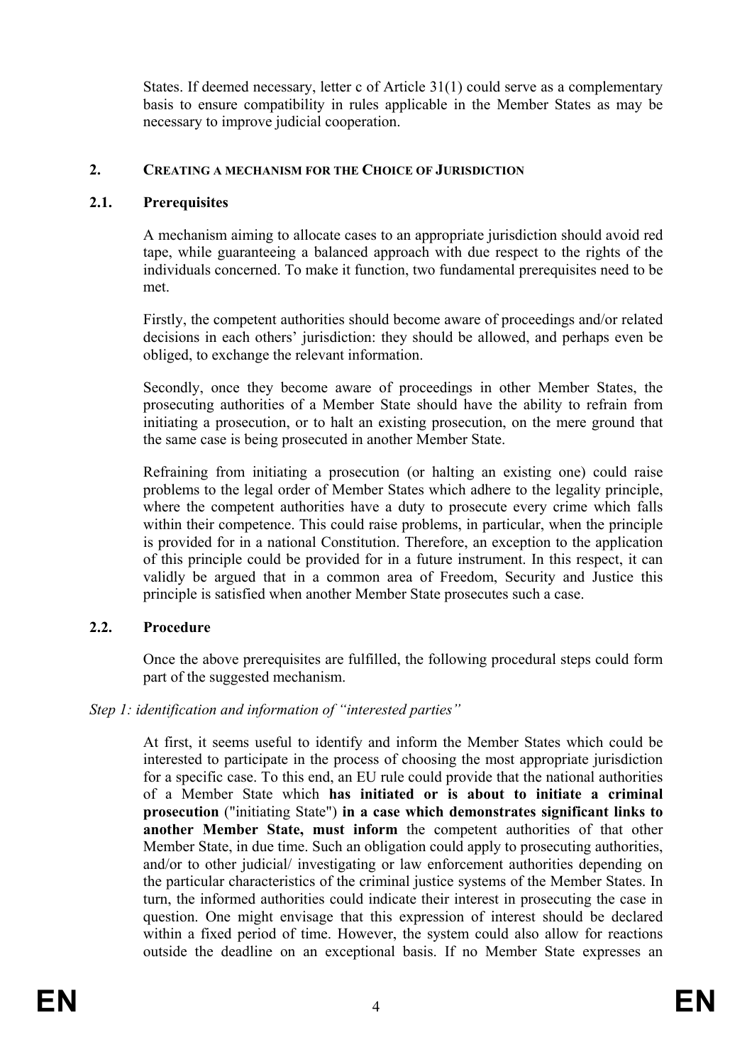States. If deemed necessary, letter c of Article 31(1) could serve as a complementary basis to ensure compatibility in rules applicable in the Member States as may be necessary to improve judicial cooperation.

## 2. CREATING A MECHANISM FOR THE CHOICE OF JURISDICTION

### 2.1. Prerequisites

A mechanism aiming to allocate cases to an appropriate jurisdiction should avoid red tape, while guaranteeing a balanced approach with due respect to the rights of the individuals concerned. To make it function, two fundamental prerequisites need to be met.

Firstly, the competent authorities should become aware of proceedings and/or related decisions in each others' jurisdiction: they should be allowed, and perhaps even be obliged, to exchange the relevant information.

Secondly, once they become aware of proceedings in other Member States, the prosecuting authorities of a Member State should have the ability to refrain from initiating a prosecution, or to halt an existing prosecution, on the mere ground that the same case is being prosecuted in another Member State.

Refraining from initiating a prosecution (or halting an existing one) could raise problems to the legal order of Member States which adhere to the legality principle, where the competent authorities have a duty to prosecute every crime which falls within their competence. This could raise problems, in particular, when the principle is provided for in a national Constitution. Therefore, an exception to the application of this principle could be provided for in a future instrument. In this respect, it can validly be argued that in a common area of Freedom, Security and Justice this principle is satisfied when another Member State prosecutes such a case.

### 2.2. Procedure

Once the above prerequisites are fulfilled, the following procedural steps could form part of the suggested mechanism.

*Step 1: identification and information of "interested parties"*

At first, it seems useful to identify and inform the Member States which could be interested to participate in the process of choosing the most appropriate jurisdiction for a specific case. To this end, an EU rule could provide that the national authorities of a Member State which **has initiated or is about to initiate a criminal prosecution** ("initiating State") **in a case which demonstrates significant links to another Member State, must inform** the competent authorities of that other Member State, in due time. Such an obligation could apply to prosecuting authorities, and/or to other judicial/ investigating or law enforcement authorities depending on the particular characteristics of the criminal justice systems of the Member States. In turn, the informed authorities could indicate their interest in prosecuting the case in question. One might envisage that this expression of interest should be declared within a fixed period of time. However, the system could also allow for reactions outside the deadline on an exceptional basis. If no Member State expresses an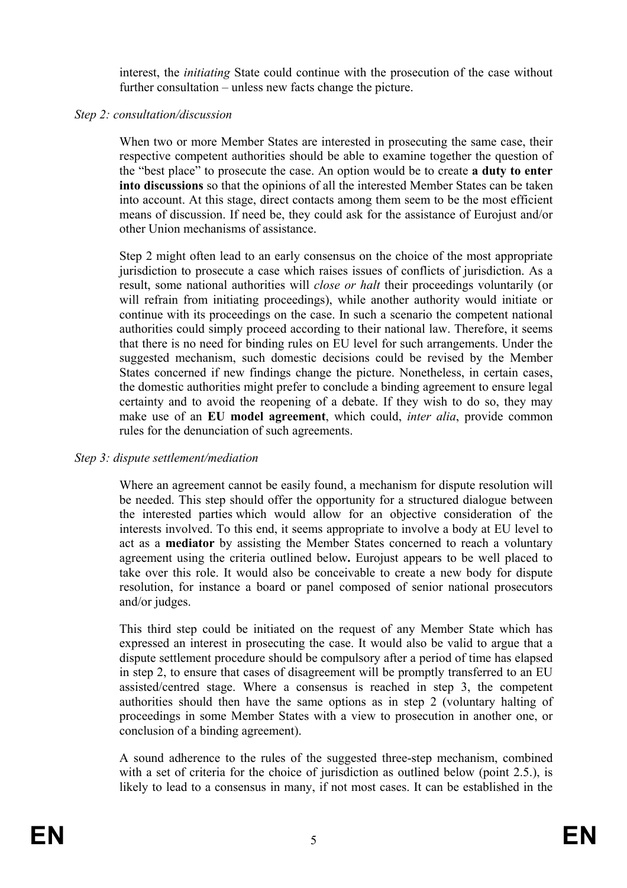interest, the *initiating* State could continue with the prosecution of the case without further consultation – unless new facts change the picture.

*Step 2: consultation/discussion*

When two or more Member States are interested in prosecuting the same case, their respective competent authorities should be able to examine together the question of the "best place" to prosecute the case. An option would be to create **a duty to enter into discussions** so that the opinions of all the interested Member States can be taken into account. At this stage, direct contacts among them seem to be the most efficient means of discussion. If need be, they could ask for the assistance of Eurojust and/or other Union mechanisms of assistance.

Step 2 might often lead to an early consensus on the choice of the most appropriate jurisdiction to prosecute a case which raises issues of conflicts of jurisdiction. As a result, some national authorities will *close or halt* their proceedings voluntarily (or will refrain from initiating proceedings), while another authority would initiate or continue with its proceedings on the case. In such a scenario the competent national authorities could simply proceed according to their national law. Therefore, it seems that there is no need for binding rules on EU level for such arrangements. Under the suggested mechanism, such domestic decisions could be revised by the Member States concerned if new findings change the picture. Nonetheless, in certain cases, the domestic authorities might prefer to conclude a binding agreement to ensure legal certainty and to avoid the reopening of a debate. If they wish to do so, they may make use of an **EU model agreement**, which could, *inter alia*, provide common rules for the denunciation of such agreements.

*Step 3: dispute settlement/mediation*

Where an agreement cannot be easily found, a mechanism for dispute resolution will be needed. This step should offer the opportunity for a structured dialogue between the interested parties which would allow for an objective consideration of the interests involved. To this end, it seems appropriate to involve a body at EU level to act as a **mediator** by assisting the Member States concerned to reach a voluntary agreement using the criteria outlined below**.** Eurojust appears to be well placed to take over this role. It would also be conceivable to create a new body for dispute resolution, for instance a board or panel composed of senior national prosecutors and/or judges.

This third step could be initiated on the request of any Member State which has expressed an interest in prosecuting the case. It would also be valid to argue that a dispute settlement procedure should be compulsory after a period of time has elapsed in step 2, to ensure that cases of disagreement will be promptly transferred to an EU assisted/centred stage. Where a consensus is reached in step 3, the competent authorities should then have the same options as in step 2 (voluntary halting of proceedings in some Member States with a view to prosecution in another one, or conclusion of a binding agreement).

A sound adherence to the rules of the suggested three-step mechanism, combined with a set of criteria for the choice of jurisdiction as outlined below (point 2.5.), is likely to lead to a consensus in many, if not most cases. It can be established in the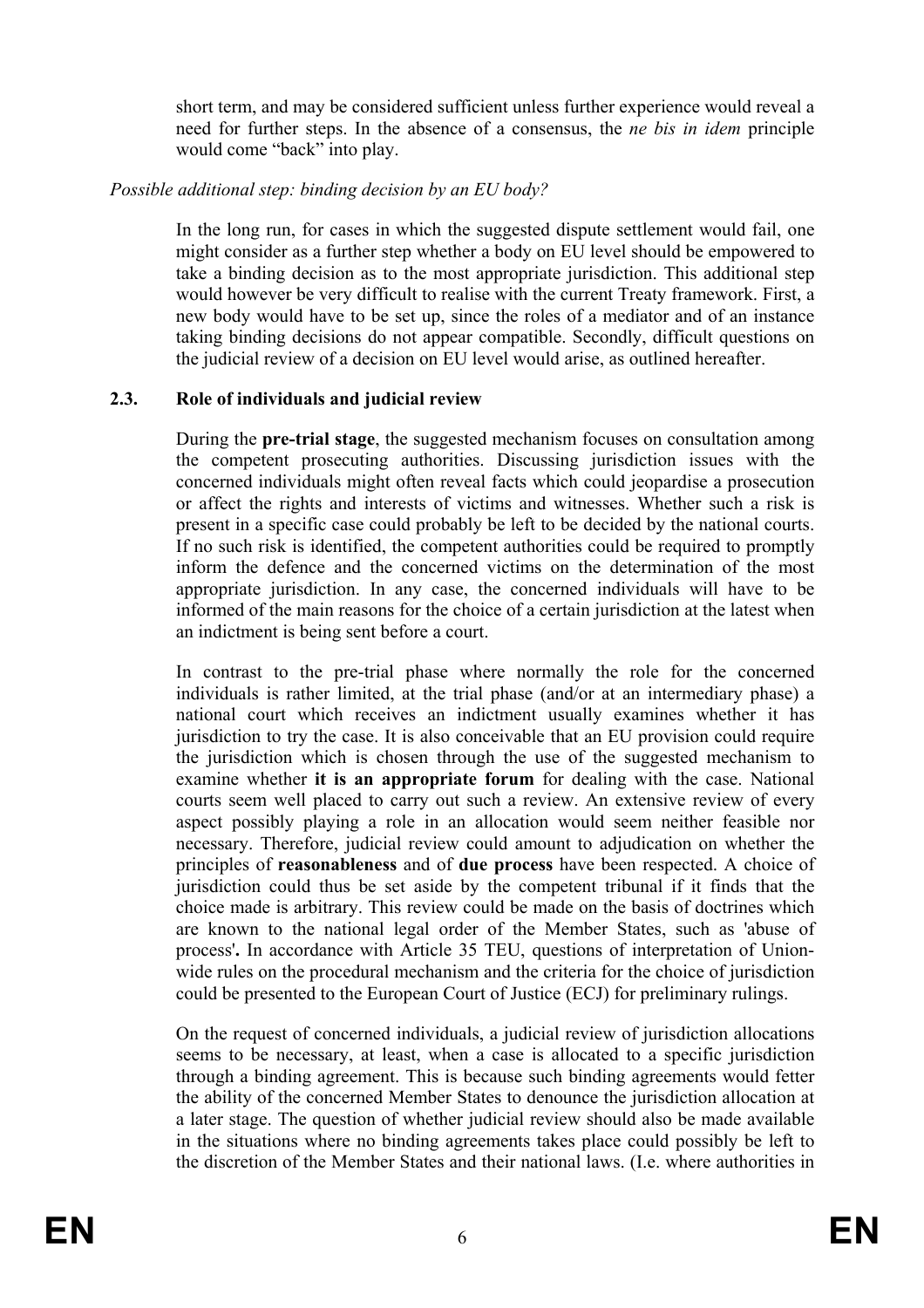short term, and may be considered sufficient unless further experience would reveal a need for further steps. In the absence of a consensus, the *ne bis in idem* principle would come "back" into play.

*Possible additional step: binding decision by an EU body?*

In the long run, for cases in which the suggested dispute settlement would fail, one might consider as a further step whether a body on EU level should be empowered to take a binding decision as to the most appropriate jurisdiction. This additional step would however be very difficult to realise with the current Treaty framework. First, a new body would have to be set up, since the roles of a mediator and of an instance taking binding decisions do not appear compatible. Secondly, difficult questions on the judicial review of a decision on EU level would arise, as outlined hereafter.

### 2.3. Role of individuals and judicial review

During the **pre-trial stage**, the suggested mechanism focuses on consultation among the competent prosecuting authorities. Discussing jurisdiction issues with the concerned individuals might often reveal facts which could jeopardise a prosecution or affect the rights and interests of victims and witnesses. Whether such a risk is present in a specific case could probably be left to be decided by the national courts. If no such risk is identified, the competent authorities could be required to promptly inform the defence and the concerned victims on the determination of the most appropriate jurisdiction. In any case, the concerned individuals will have to be informed of the main reasons for the choice of a certain jurisdiction at the latest when an indictment is being sent before a court.

In contrast to the pre-trial phase where normally the role for the concerned individuals is rather limited, at the trial phase (and/or at an intermediary phase) a national court which receives an indictment usually examines whether it has jurisdiction to try the case. It is also conceivable that an EU provision could require the jurisdiction which is chosen through the use of the suggested mechanism to examine whether **it is an appropriate forum** for dealing with the case. National courts seem well placed to carry out such a review. An extensive review of every aspect possibly playing a role in an allocation would seem neither feasible nor necessary. Therefore, judicial review could amount to adjudication on whether the principles of **reasonableness** and of **due process** have been respected. A choice of jurisdiction could thus be set aside by the competent tribunal if it finds that the choice made is arbitrary. This review could be made on the basis of doctrines which are known to the national legal order of the Member States, such as 'abuse of process'**.** In accordance with Article 35 TEU, questions of interpretation of Union-wide rules on the procedural mechanism and the criteria for the choice of jurisdiction could be presented to the European Court of Justice (ECJ) for preliminary rulings.

On the request of concerned individuals, a judicial review of jurisdiction allocations seems to be necessary, at least, when a case is allocated to a specific jurisdiction through a binding agreement. This is because such binding agreements would fetter the ability of the concerned Member States to denounce the jurisdiction allocation at a later stage. The question of whether judicial review should also be made available in the situations where no binding agreements takes place could possibly be left to the discretion of the Member States and their national laws. (I.e. where authorities in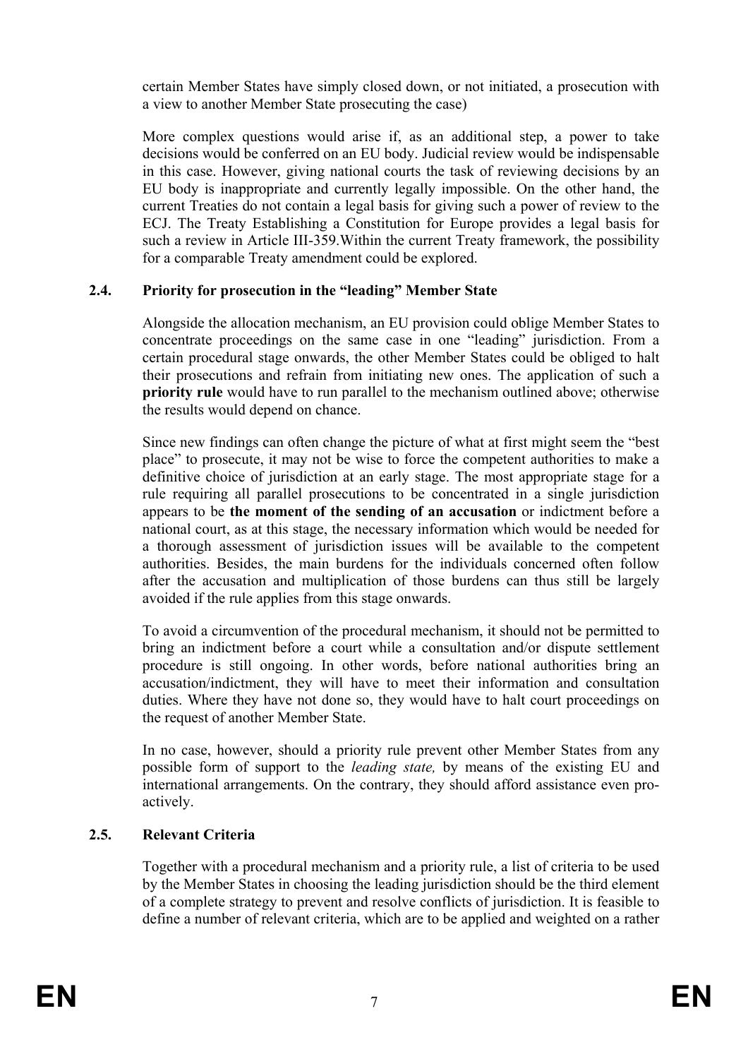certain Member States have simply closed down, or not initiated, a prosecution with a view to another Member State prosecuting the case)

More complex questions would arise if, as an additional step, a power to take decisions would be conferred on an EU body. Judicial review would be indispensable in this case. However, giving national courts the task of reviewing decisions by an EU body is inappropriate and currently legally impossible. On the other hand, the current Treaties do not contain a legal basis for giving such a power of review to the ECJ. The Treaty Establishing a Constitution for Europe provides a legal basis for such a review in Article III-359.Within the current Treaty framework, the possibility for a comparable Treaty amendment could be explored.

### 2.4. Priority for prosecution in the "leading" Member State

Alongside the allocation mechanism, an EU provision could oblige Member States to concentrate proceedings on the same case in one "leading" jurisdiction. From a certain procedural stage onwards, the other Member States could be obliged to halt their prosecutions and refrain from initiating new ones. The application of such a **priority rule** would have to run parallel to the mechanism outlined above; otherwise the results would depend on chance.

Since new findings can often change the picture of what at first might seem the "best place" to prosecute, it may not be wise to force the competent authorities to make a definitive choice of jurisdiction at an early stage. The most appropriate stage for a rule requiring all parallel prosecutions to be concentrated in a single jurisdiction appears to be **the moment of the sending of an accusation** or indictment before a national court, as at this stage, the necessary information which would be needed for a thorough assessment of jurisdiction issues will be available to the competent authorities. Besides, the main burdens for the individuals concerned often follow after the accusation and multiplication of those burdens can thus still be largely avoided if the rule applies from this stage onwards.

To avoid a circumvention of the procedural mechanism, it should not be permitted to bring an indictment before a court while a consultation and/or dispute settlement procedure is still ongoing. In other words, before national authorities bring an accusation/indictment, they will have to meet their information and consultation duties. Where they have not done so, they would have to halt court proceedings on the request of another Member State.

In no case, however, should a priority rule prevent other Member States from any possible form of support to the *leading state,* by means of the existing EU and international arrangements. On the contrary, they should afford assistance even pro-actively.

### 2.5. Relevant Criteria

Together with a procedural mechanism and a priority rule, a list of criteria to be used by the Member States in choosing the leading jurisdiction should be the third element of a complete strategy to prevent and resolve conflicts of jurisdiction. It is feasible to define a number of relevant criteria, which are to be applied and weighted on a rather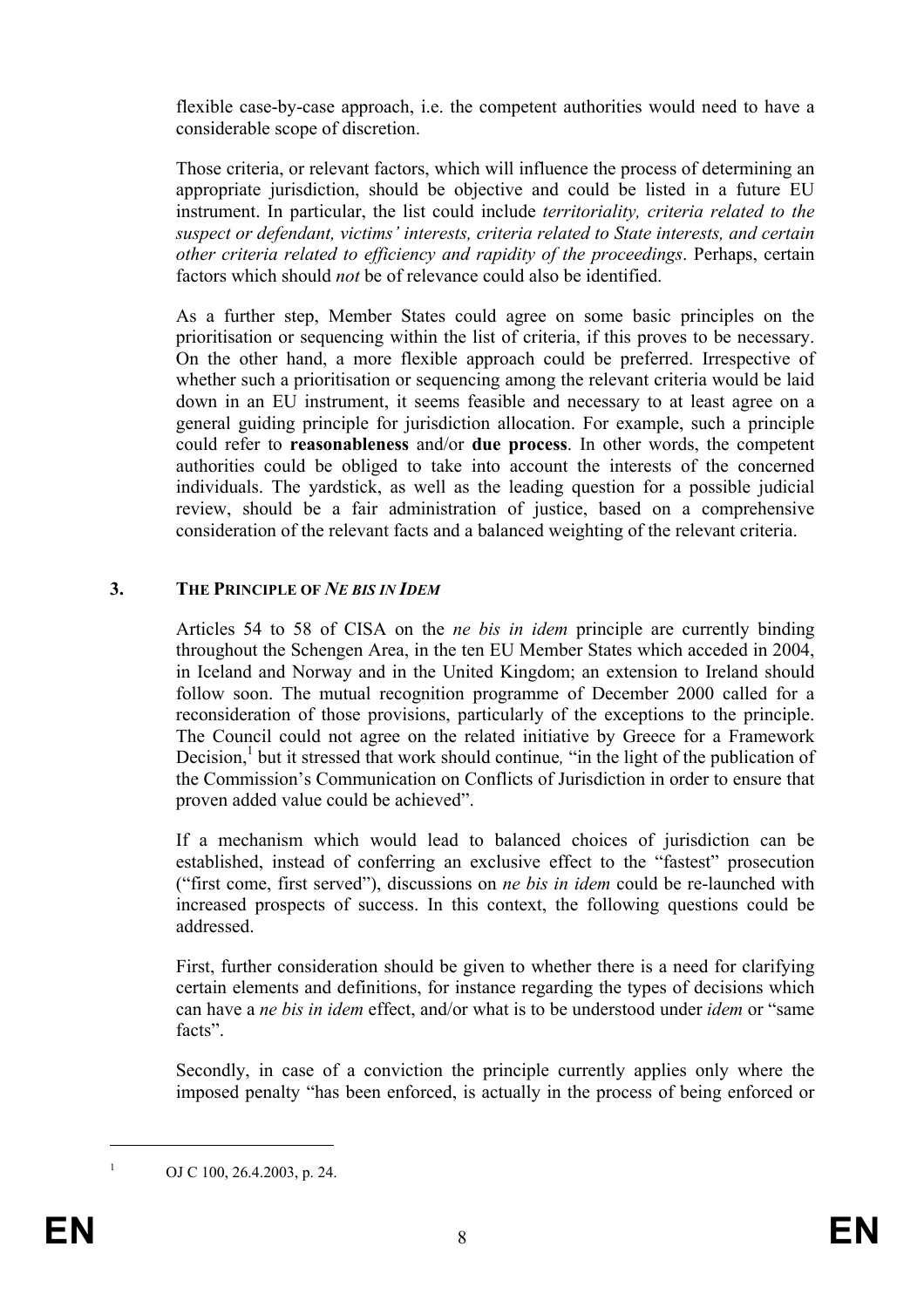flexible case-by-case approach, i.e. the competent authorities would need to have a considerable scope of discretion.

Those criteria, or relevant factors, which will influence the process of determining an appropriate jurisdiction, should be objective and could be listed in a future EU instrument. In particular, the list could include *territoriality, criteria related to the suspect or defendant, victims' interests, criteria related to State interests, and certain other criteria related to efficiency and rapidity of the proceedings*. Perhaps, certain factors which should *not* be of relevance could also be identified.

As a further step, Member States could agree on some basic principles on the prioritisation or sequencing within the list of criteria, if this proves to be necessary. On the other hand, a more flexible approach could be preferred. Irrespective of whether such a prioritisation or sequencing among the relevant criteria would be laid down in an EU instrument, it seems feasible and necessary to at least agree on a general guiding principle for jurisdiction allocation. For example, such a principle could refer to **reasonableness** and/or **due process**. In other words, the competent authorities could be obliged to take into account the interests of the concerned individuals. The yardstick, as well as the leading question for a possible judicial review, should be a fair administration of justice, based on a comprehensive consideration of the relevant facts and a balanced weighting of the relevant criteria.

## 3. The Principle of *Ne bis in idem*

Articles 54 to 58 of CISA on the *ne bis in idem* principle are currently binding throughout the Schengen Area, in the ten EU Member States which acceded in 2004, in Iceland and Norway and in the United Kingdom; an extension to Ireland should follow soon. The mutual recognition programme of December 2000 called for a reconsideration of those provisions, particularly of the exceptions to the principle. The Council could not agree on the related initiative by Greece for a Framework Decision,[1] but it stressed that work should continue, "in the light of the publication of the Commission's Communication on Conflicts of Jurisdiction in order to ensure that proven added value could be achieved".

If a mechanism which would lead to balanced choices of jurisdiction can be established, instead of conferring an exclusive effect to the "fastest" prosecution ("first come, first served"), discussions on *ne bis in idem* could be re-launched with increased prospects of success. In this context, the following questions could be addressed.

First, further consideration should be given to whether there is a need for clarifying certain elements and definitions, for instance regarding the types of decisions which can have a *ne bis in idem* effect, and/or what is to be understood under *idem* or "same facts".

Secondly, in case of a conviction the principle currently applies only where the imposed penalty "has been enforced, is actually in the process of being enforced or

---

[1] OJ C 100, 26.4.2003, p. 24.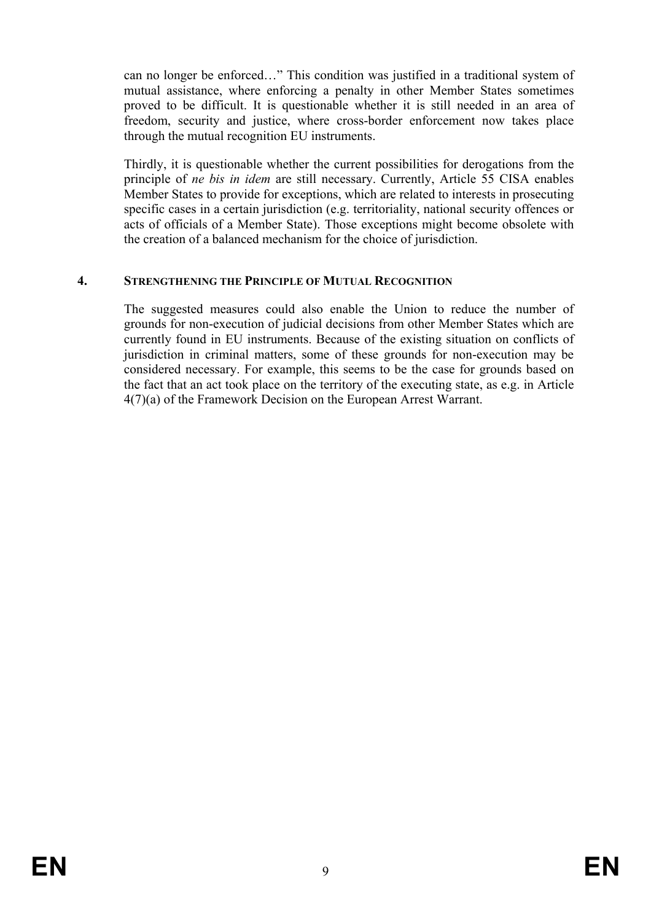can no longer be enforced…" This condition was justified in a traditional system of mutual assistance, where enforcing a penalty in other Member States sometimes proved to be difficult. It is questionable whether it is still needed in an area of freedom, security and justice, where cross-border enforcement now takes place through the mutual recognition EU instruments.

Thirdly, it is questionable whether the current possibilities for derogations from the principle of *ne bis in idem* are still necessary. Currently, Article 55 CISA enables Member States to provide for exceptions, which are related to interests in prosecuting specific cases in a certain jurisdiction (e.g. territoriality, national security offences or acts of officials of a Member State). Those exceptions might become obsolete with the creation of a balanced mechanism for the choice of jurisdiction.

## 4. STRENGTHENING THE PRINCIPLE OF MUTUAL RECOGNITION

The suggested measures could also enable the Union to reduce the number of grounds for non-execution of judicial decisions from other Member States which are currently found in EU instruments. Because of the existing situation on conflicts of jurisdiction in criminal matters, some of these grounds for non-execution may be considered necessary. For example, this seems to be the case for grounds based on the fact that an act took place on the territory of the executing state, as e.g. in Article 4(7)(a) of the Framework Decision on the European Arrest Warrant.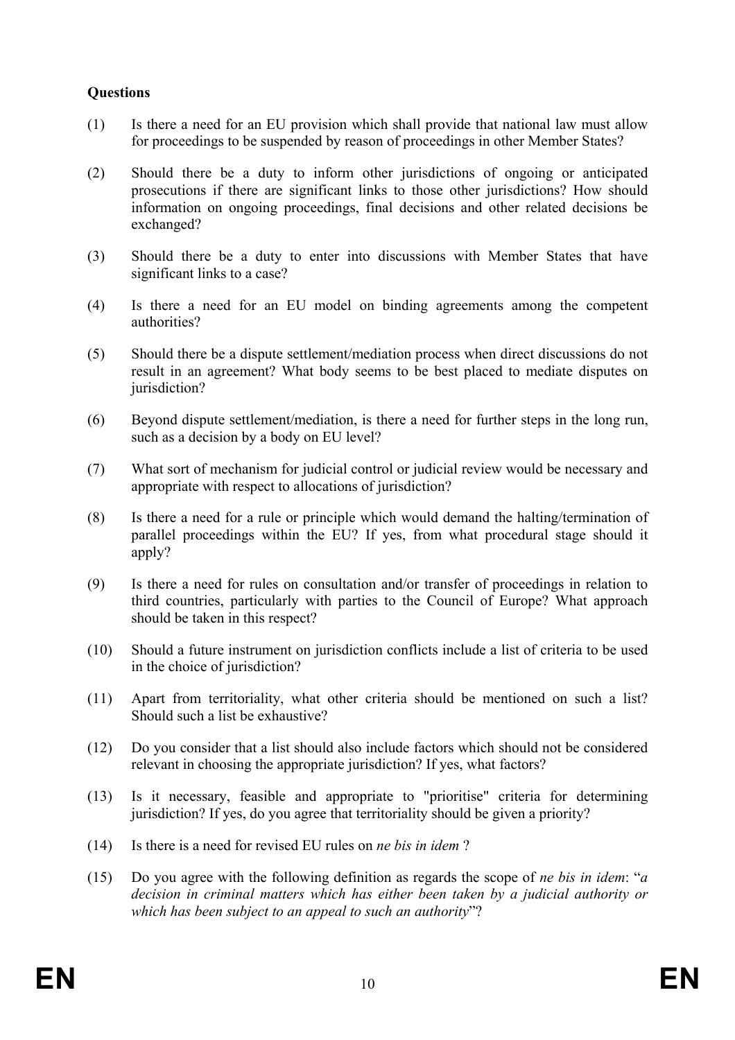**Questions**

(1) Is there a need for an EU provision which shall provide that national law must allow for proceedings to be suspended by reason of proceedings in other Member States?

(2) Should there be a duty to inform other jurisdictions of ongoing or anticipated prosecutions if there are significant links to those other jurisdictions? How should information on ongoing proceedings, final decisions and other related decisions be exchanged?

(3) Should there be a duty to enter into discussions with Member States that have significant links to a case?

(4) Is there a need for an EU model on binding agreements among the competent authorities?

(5) Should there be a dispute settlement/mediation process when direct discussions do not result in an agreement? What body seems to be best placed to mediate disputes on jurisdiction?

(6) Beyond dispute settlement/mediation, is there a need for further steps in the long run, such as a decision by a body on EU level?

(7) What sort of mechanism for judicial control or judicial review would be necessary and appropriate with respect to allocations of jurisdiction?

(8) Is there a need for a rule or principle which would demand the halting/termination of parallel proceedings within the EU? If yes, from what procedural stage should it apply?

(9) Is there a need for rules on consultation and/or transfer of proceedings in relation to third countries, particularly with parties to the Council of Europe? What approach should be taken in this respect?

(10) Should a future instrument on jurisdiction conflicts include a list of criteria to be used in the choice of jurisdiction?

(11) Apart from territoriality, what other criteria should be mentioned on such a list? Should such a list be exhaustive?

(12) Do you consider that a list should also include factors which should not be considered relevant in choosing the appropriate jurisdiction? If yes, what factors?

(13) Is it necessary, feasible and appropriate to "prioritise" criteria for determining jurisdiction? If yes, do you agree that territoriality should be given a priority?

(14) Is there is a need for revised EU rules on *ne bis in idem* ?

(15) Do you agree with the following definition as regards the scope of *ne bis in idem*: "*a decision in criminal matters which has either been taken by a judicial authority or which has been subject to an appeal to such an authority*"?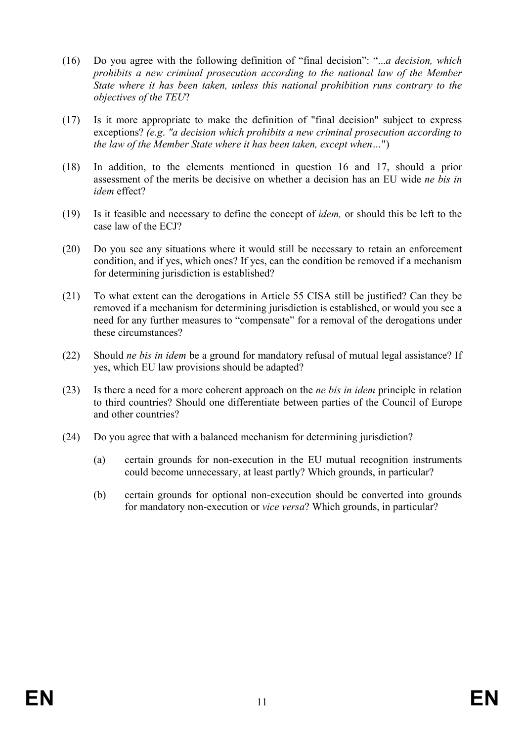(16) Do you agree with the following definition of "final decision": "*...a decision, which prohibits a new criminal prosecution according to the national law of the Member State where it has been taken, unless this national prohibition runs contrary to the objectives of the TEU*"?

(17) Is it more appropriate to make the definition of "final decision" subject to express exceptions? *(e.g. "a decision which prohibits a new criminal prosecution according to the law of the Member State where it has been taken, except when…"*)

(18) In addition, to the elements mentioned in question 16 and 17, should a prior assessment of the merits be decisive on whether a decision has an EU wide *ne bis in idem* effect?

(19) Is it feasible and necessary to define the concept of *idem,* or should this be left to the case law of the ECJ?

(20) Do you see any situations where it would still be necessary to retain an enforcement condition, and if yes, which ones? If yes, can the condition be removed if a mechanism for determining jurisdiction is established?

(21) To what extent can the derogations in Article 55 CISA still be justified? Can they be removed if a mechanism for determining jurisdiction is established, or would you see a need for any further measures to "compensate" for a removal of the derogations under these circumstances?

(22) Should *ne bis in idem* be a ground for mandatory refusal of mutual legal assistance? If yes, which EU law provisions should be adapted?

(23) Is there a need for a more coherent approach on the *ne bis in idem* principle in relation to third countries? Should one differentiate between parties of the Council of Europe and other countries?

(24) Do you agree that with a balanced mechanism for determining jurisdiction?

  (a) certain grounds for non-execution in the EU mutual recognition instruments could become unnecessary, at least partly? Which grounds, in particular?

  (b) certain grounds for optional non-execution should be converted into grounds for mandatory non-execution or *vice versa*? Which grounds, in particular?